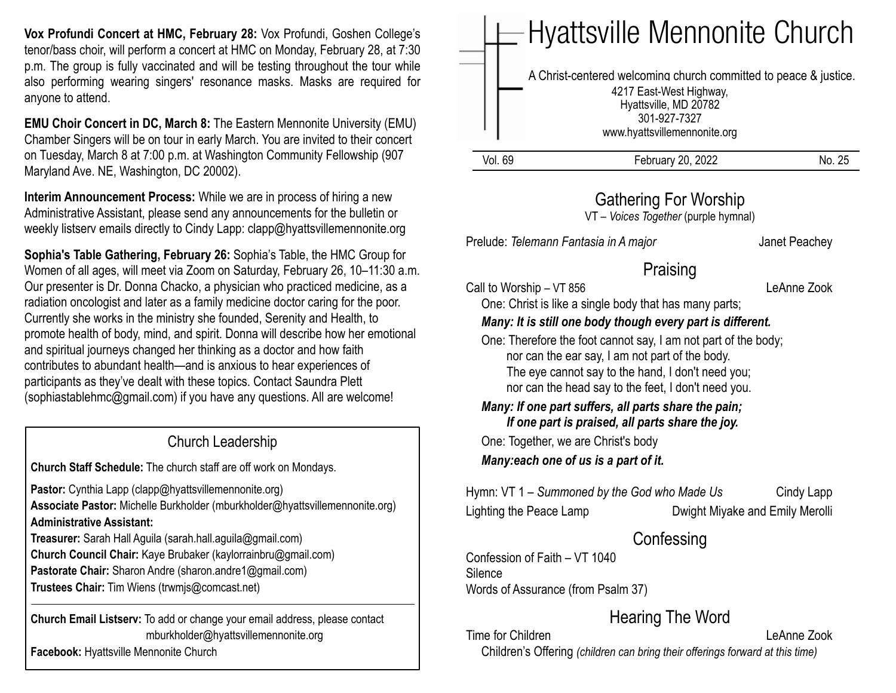**Vox Profundi Concert at HMC, February 28:** Vox Profundi, Goshen College's tenor/bass choir, will perform a concert at HMC on Monday, February 28, at 7:30 p.m. The group is fully vaccinated and will be testing throughout the tour while also performing wearing singers' resonance masks. Masks are required for anyone to attend.

**EMU Choir Concert in DC, March 8:** The Eastern Mennonite University (EMU) Chamber Singers will be on tour in early March. You are invited to their concert on Tuesday, March 8 at 7:00 p.m. at Washington Community Fellowship (907 Maryland Ave. NE, Washington, DC 20002).

**Interim Announcement Process:** While we are in process of hiring a new Administrative Assistant, please send any announcements for the bulletin or weekly listserv emails directly to Cindy Lapp: clapp@hyattsvillemennonite.org

**Sophia's Table Gathering, February 26:** Sophia's Table, the HMC Group for Women of all ages, will meet via Zoom on Saturday, February 26, 10–11:30 a.m. Our presenter is Dr. Donna Chacko, a physician who practiced medicine, as a radiation oncologist and later as a family medicine doctor caring for the poor. Currently she works in the ministry she founded, Serenity and Health, to promote health of body, mind, and spirit. Donna will describe how her emotional and spiritual journeys changed her thinking as a doctor and how faith contributes to abundant health—and is anxious to hear experiences of participants as they've dealt with these topics. Contact Saundra Plett (sophiastablehmc@gmail.com) if you have any questions. All are welcome!

## Church Leadership

**Church Staff Schedule:** The church staff are off work on Mondays.

**Pastor:** Cynthia Lapp (clapp@hyattsvillemennonite.org)
**Associate Pastor:** Michelle Burkholder (mburkholder@hyattsvillemennonite.org)
**Administrative Assistant:**
**Treasurer:** Sarah Hall Aguila (sarah.hall.aguila@gmail.com)
**Church Council Chair:** Kaye Brubaker (kaylorrainbru@gmail.com)
**Pastorate Chair:** Sharon Andre (sharon.andre1@gmail.com)
**Trustees Chair:** Tim Wiens (trwmjs@comcast.net)

**Church Email Listserv:** To add or change your email address, please contact mburkholder@hyattsvillemennonite.org
**Facebook:** Hyattsville Mennonite Church

# Hyattsville Mennonite Church

A Christ-centered welcoming church committed to peace & justice.
4217 East-West Highway,
Hyattsville, MD 20782
301-927-7327
www.hyattsvillemennonite.org

Vol. 69 | February 20, 2022 | No. 25

## Gathering For Worship

VT – *Voices Together* (purple hymnal)

Prelude: *Telemann Fantasia in A major* — Janet Peachey

## Praising

Call to Worship – VT 856 — LeAnne Zook

One: Christ is like a single body that has many parts;
***Many: It is still one body though every part is different.***
One: Therefore the foot cannot say, I am not part of the body;
nor can the ear say, I am not part of the body.
The eye cannot say to the hand, I don't need you;
nor can the head say to the feet, I don't need you.
***Many: If one part suffers, all parts share the pain;***
***If one part is praised, all parts share the joy.***
One: Together, we are Christ's body
***Many:each one of us is a part of it.***

Hymn: VT 1 – *Summoned by the God who Made Us* — Cindy Lapp
Lighting the Peace Lamp — Dwight Miyake and Emily Merolli

## Confessing

Confession of Faith – VT 1040
Silence
Words of Assurance (from Psalm 37)

## Hearing The Word

Time for Children — LeAnne Zook
Children's Offering *(children can bring their offerings forward at this time)*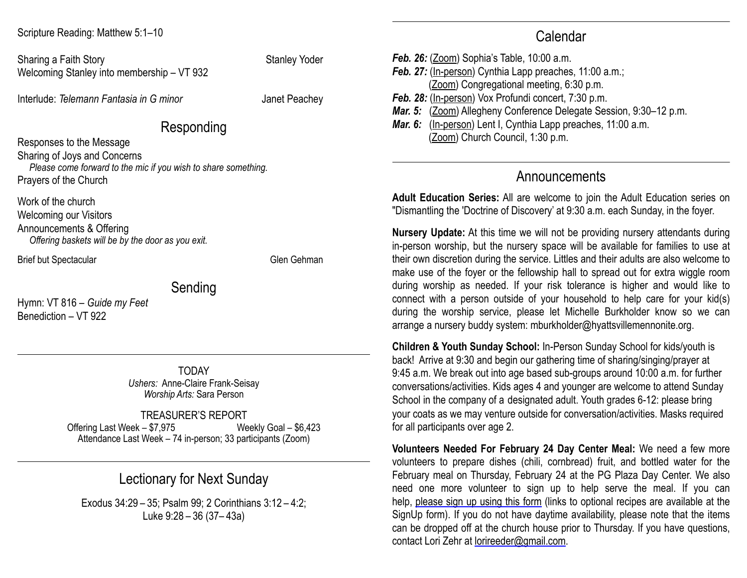Scripture Reading: Matthew 5:1–10

Sharing a Faith Story — Stanley Yoder
Welcoming Stanley into membership – VT 932

Interlude: *Telemann Fantasia in G minor* — Janet Peachey

## Responding

Responses to the Message
Sharing of Joys and Concerns
*Please come forward to the mic if you wish to share something.*
Prayers of the Church

Work of the church
Welcoming our Visitors
Announcements & Offering
*Offering baskets will be by the door as you exit.*

Brief but Spectacular — Glen Gehman

## Sending

Hymn: VT 816 – *Guide my Feet*
Benediction – VT 922

---

TODAY
*Ushers:* Anne-Claire Frank-Seisay
*Worship Arts:* Sara Person

TREASURER'S REPORT
Offering Last Week – $7,975 Weekly Goal – $6,423
Attendance Last Week – 74 in-person; 33 participants (Zoom)

---

## Lectionary for Next Sunday

Exodus 34:29 – 35; Psalm 99; 2 Corinthians 3:12 – 4:2;
Luke 9:28 – 36 (37– 43a)

---

## Calendar

***Feb. 26:*** (Zoom) Sophia's Table, 10:00 a.m.
***Feb. 27:*** (In-person) Cynthia Lapp preaches, 11:00 a.m.;
(Zoom) Congregational meeting, 6:30 p.m.
***Feb. 28:*** (In-person) Vox Profundi concert, 7:30 p.m.
***Mar. 5:*** (Zoom) Allegheny Conference Delegate Session, 9:30–12 p.m.
***Mar. 6:*** (In-person) Lent I, Cynthia Lapp preaches, 11:00 a.m.
(Zoom) Church Council, 1:30 p.m.

---

## Announcements

**Adult Education Series:** All are welcome to join the Adult Education series on "Dismantling the 'Doctrine of Discovery' at 9:30 a.m. each Sunday, in the foyer.

**Nursery Update:** At this time we will not be providing nursery attendants during in-person worship, but the nursery space will be available for families to use at their own discretion during the service. Littles and their adults are also welcome to make use of the foyer or the fellowship hall to spread out for extra wiggle room during worship as needed. If your risk tolerance is higher and would like to connect with a person outside of your household to help care for your kid(s) during the worship service, please let Michelle Burkholder know so we can arrange a nursery buddy system: mburkholder@hyattsvillemennonite.org.

**Children & Youth Sunday School:** In-Person Sunday School for kids/youth is back! Arrive at 9:30 and begin our gathering time of sharing/singing/prayer at 9:45 a.m. We break out into age based sub-groups around 10:00 a.m. for further conversations/activities. Kids ages 4 and younger are welcome to attend Sunday School in the company of a designated adult. Youth grades 6-12: please bring your coats as we may venture outside for conversation/activities. Masks required for all participants over age 2.

**Volunteers Needed For February 24 Day Center Meal:** We need a few more volunteers to prepare dishes (chili, cornbread) fruit, and bottled water for the February meal on Thursday, February 24 at the PG Plaza Day Center. We also need one more volunteer to sign up to help serve the meal. If you can help, please sign up using this form (links to optional recipes are available at the SignUp form). If you do not have daytime availability, please note that the items can be dropped off at the church house prior to Thursday. If you have questions, contact Lori Zehr at lorireeder@gmail.com.